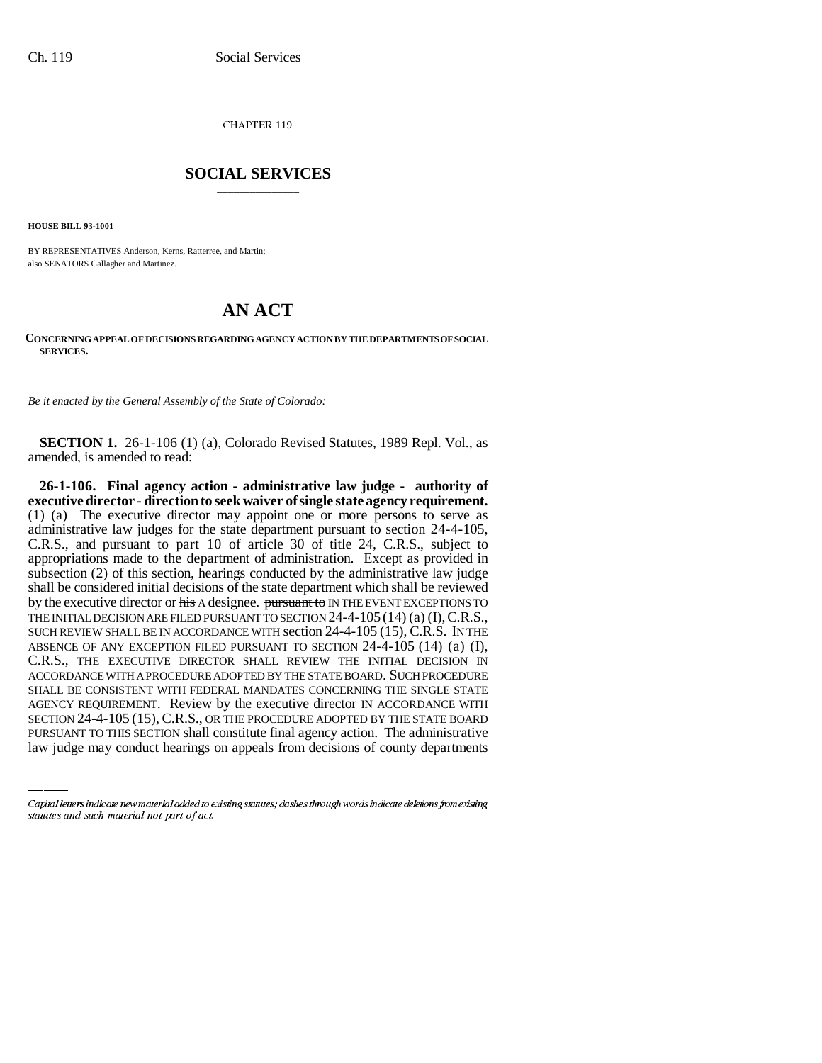CHAPTER 119

## SOCIAL SERVICES

**HOUSE BILL 93-1001**

BY REPRESENTATIVES Anderson, Kerns, Ratterree, and Martin;
also SENATORS Gallagher and Martinez.

# AN ACT

**CONCERNING APPEAL OF DECISIONS REGARDING AGENCY ACTION BY THE DEPARTMENTS OF SOCIAL SERVICES.**

*Be it enacted by the General Assembly of the State of Colorado:*

**SECTION 1.** 26-1-106 (1) (a), Colorado Revised Statutes, 1989 Repl. Vol., as amended, is amended to read:

**26-1-106. Final agency action - administrative law judge - authority of executive director - direction to seek waiver of single state agency requirement.** (1) (a) The executive director may appoint one or more persons to serve as administrative law judges for the state department pursuant to section 24-4-105, C.R.S., and pursuant to part 10 of article 30 of title 24, C.R.S., subject to appropriations made to the department of administration. Except as provided in subsection (2) of this section, hearings conducted by the administrative law judge shall be considered initial decisions of the state department which shall be reviewed by the executive director or ~~his~~ A designee. ~~pursuant to~~ IN THE EVENT EXCEPTIONS TO THE INITIAL DECISION ARE FILED PURSUANT TO SECTION 24-4-105 (14) (a) (I), C.R.S., SUCH REVIEW SHALL BE IN ACCORDANCE WITH section 24-4-105 (15), C.R.S. IN THE ABSENCE OF ANY EXCEPTION FILED PURSUANT TO SECTION 24-4-105 (14) (a) (I), C.R.S., THE EXECUTIVE DIRECTOR SHALL REVIEW THE INITIAL DECISION IN ACCORDANCE WITH A PROCEDURE ADOPTED BY THE STATE BOARD. SUCH PROCEDURE SHALL BE CONSISTENT WITH FEDERAL MANDATES CONCERNING THE SINGLE STATE AGENCY REQUIREMENT. Review by the executive director IN ACCORDANCE WITH SECTION 24-4-105 (15), C.R.S., OR THE PROCEDURE ADOPTED BY THE STATE BOARD PURSUANT TO THIS SECTION shall constitute final agency action. The administrative law judge may conduct hearings on appeals from decisions of county departments

Capital letters indicate new material added to existing statutes; dashes through words indicate deletions from existing statutes and such material not part of act.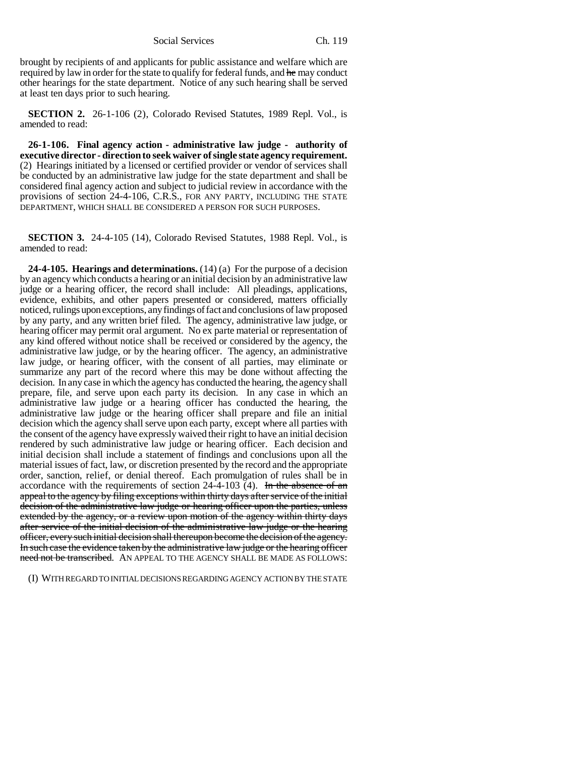brought by recipients of and applicants for public assistance and welfare which are required by law in order for the state to qualify for federal funds, and ~~he~~ may conduct other hearings for the state department. Notice of any such hearing shall be served at least ten days prior to such hearing.

**SECTION 2.** 26-1-106 (2), Colorado Revised Statutes, 1989 Repl. Vol., is amended to read:

**26-1-106. Final agency action - administrative law judge - authority of executive director - direction to seek waiver of single state agency requirement.** (2) Hearings initiated by a licensed or certified provider or vendor of services shall be conducted by an administrative law judge for the state department and shall be considered final agency action and subject to judicial review in accordance with the provisions of section 24-4-106, C.R.S., FOR ANY PARTY, INCLUDING THE STATE DEPARTMENT, WHICH SHALL BE CONSIDERED A PERSON FOR SUCH PURPOSES.

**SECTION 3.** 24-4-105 (14), Colorado Revised Statutes, 1988 Repl. Vol., is amended to read:

**24-4-105. Hearings and determinations.** (14) (a) For the purpose of a decision by an agency which conducts a hearing or an initial decision by an administrative law judge or a hearing officer, the record shall include: All pleadings, applications, evidence, exhibits, and other papers presented or considered, matters officially noticed, rulings upon exceptions, any findings of fact and conclusions of law proposed by any party, and any written brief filed. The agency, administrative law judge, or hearing officer may permit oral argument. No ex parte material or representation of any kind offered without notice shall be received or considered by the agency, the administrative law judge, or by the hearing officer. The agency, an administrative law judge, or hearing officer, with the consent of all parties, may eliminate or summarize any part of the record where this may be done without affecting the decision. In any case in which the agency has conducted the hearing, the agency shall prepare, file, and serve upon each party its decision. In any case in which an administrative law judge or a hearing officer has conducted the hearing, the administrative law judge or the hearing officer shall prepare and file an initial decision which the agency shall serve upon each party, except where all parties with the consent of the agency have expressly waived their right to have an initial decision rendered by such administrative law judge or hearing officer. Each decision and initial decision shall include a statement of findings and conclusions upon all the material issues of fact, law, or discretion presented by the record and the appropriate order, sanction, relief, or denial thereof. Each promulgation of rules shall be in accordance with the requirements of section 24-4-103 (4). ~~In the absence of an appeal to the agency by filing exceptions within thirty days after service of the initial decision of the administrative law judge or hearing officer upon the parties, unless extended by the agency, or a review upon motion of the agency within thirty days after service of the initial decision of the administrative law judge or the hearing officer, every such initial decision shall thereupon become the decision of the agency. In such case the evidence taken by the administrative law judge or the hearing officer need not be transcribed.~~ AN APPEAL TO THE AGENCY SHALL BE MADE AS FOLLOWS:

(I) WITH REGARD TO INITIAL DECISIONS REGARDING AGENCY ACTION BY THE STATE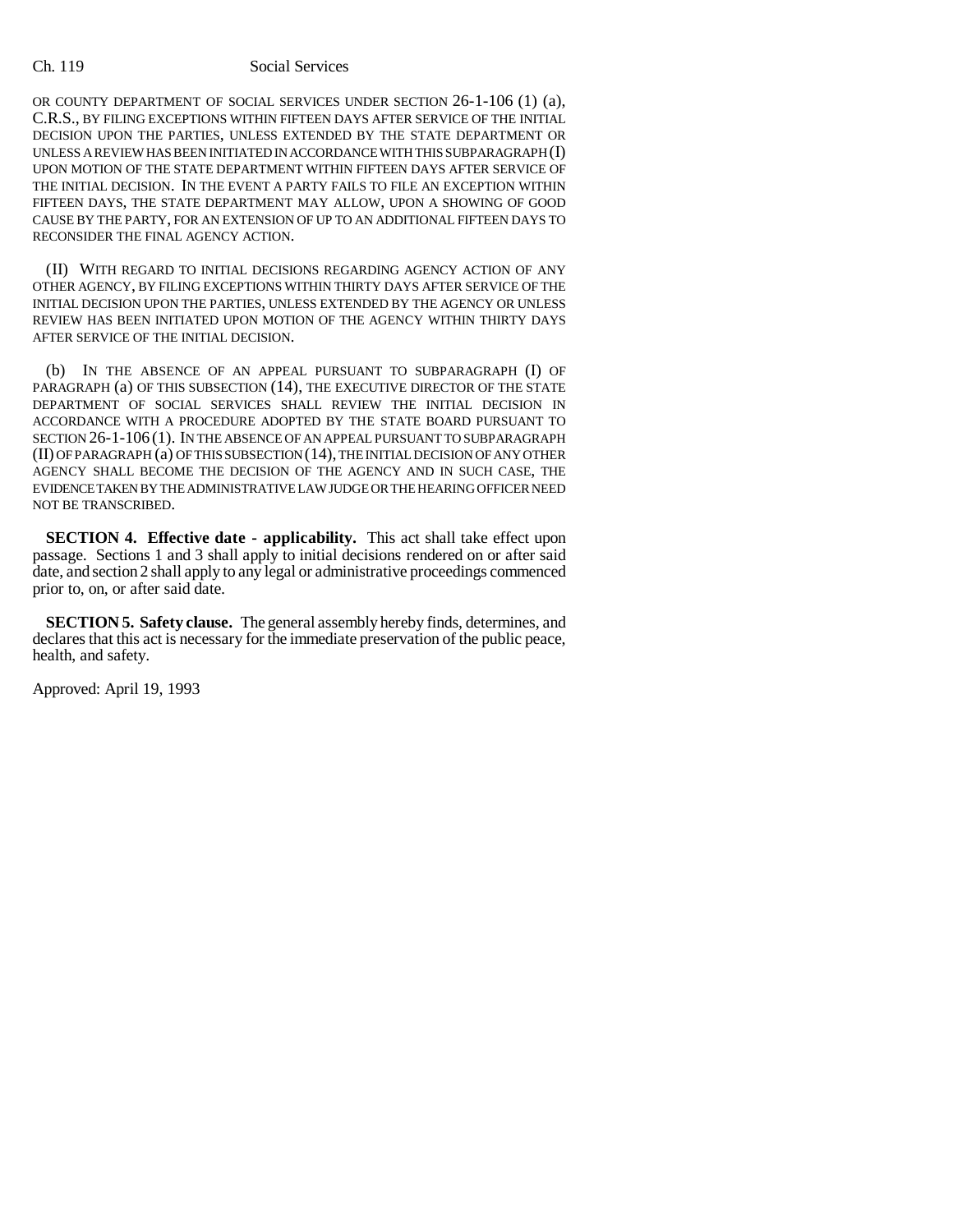OR COUNTY DEPARTMENT OF SOCIAL SERVICES UNDER SECTION 26-1-106 (1) (a), C.R.S., BY FILING EXCEPTIONS WITHIN FIFTEEN DAYS AFTER SERVICE OF THE INITIAL DECISION UPON THE PARTIES, UNLESS EXTENDED BY THE STATE DEPARTMENT OR UNLESS A REVIEW HAS BEEN INITIATED IN ACCORDANCE WITH THIS SUBPARAGRAPH (I) UPON MOTION OF THE STATE DEPARTMENT WITHIN FIFTEEN DAYS AFTER SERVICE OF THE INITIAL DECISION. IN THE EVENT A PARTY FAILS TO FILE AN EXCEPTION WITHIN FIFTEEN DAYS, THE STATE DEPARTMENT MAY ALLOW, UPON A SHOWING OF GOOD CAUSE BY THE PARTY, FOR AN EXTENSION OF UP TO AN ADDITIONAL FIFTEEN DAYS TO RECONSIDER THE FINAL AGENCY ACTION.

(II) WITH REGARD TO INITIAL DECISIONS REGARDING AGENCY ACTION OF ANY OTHER AGENCY, BY FILING EXCEPTIONS WITHIN THIRTY DAYS AFTER SERVICE OF THE INITIAL DECISION UPON THE PARTIES, UNLESS EXTENDED BY THE AGENCY OR UNLESS REVIEW HAS BEEN INITIATED UPON MOTION OF THE AGENCY WITHIN THIRTY DAYS AFTER SERVICE OF THE INITIAL DECISION.

(b) IN THE ABSENCE OF AN APPEAL PURSUANT TO SUBPARAGRAPH (I) OF PARAGRAPH (a) OF THIS SUBSECTION (14), THE EXECUTIVE DIRECTOR OF THE STATE DEPARTMENT OF SOCIAL SERVICES SHALL REVIEW THE INITIAL DECISION IN ACCORDANCE WITH A PROCEDURE ADOPTED BY THE STATE BOARD PURSUANT TO SECTION 26-1-106 (1). IN THE ABSENCE OF AN APPEAL PURSUANT TO SUBPARAGRAPH (II) OF PARAGRAPH (a) OF THIS SUBSECTION (14), THE INITIAL DECISION OF ANY OTHER AGENCY SHALL BECOME THE DECISION OF THE AGENCY AND IN SUCH CASE, THE EVIDENCE TAKEN BY THE ADMINISTRATIVE LAW JUDGE OR THE HEARING OFFICER NEED NOT BE TRANSCRIBED.

**SECTION 4. Effective date - applicability.** This act shall take effect upon passage. Sections 1 and 3 shall apply to initial decisions rendered on or after said date, and section 2 shall apply to any legal or administrative proceedings commenced prior to, on, or after said date.

**SECTION 5. Safety clause.** The general assembly hereby finds, determines, and declares that this act is necessary for the immediate preservation of the public peace, health, and safety.

Approved: April 19, 1993